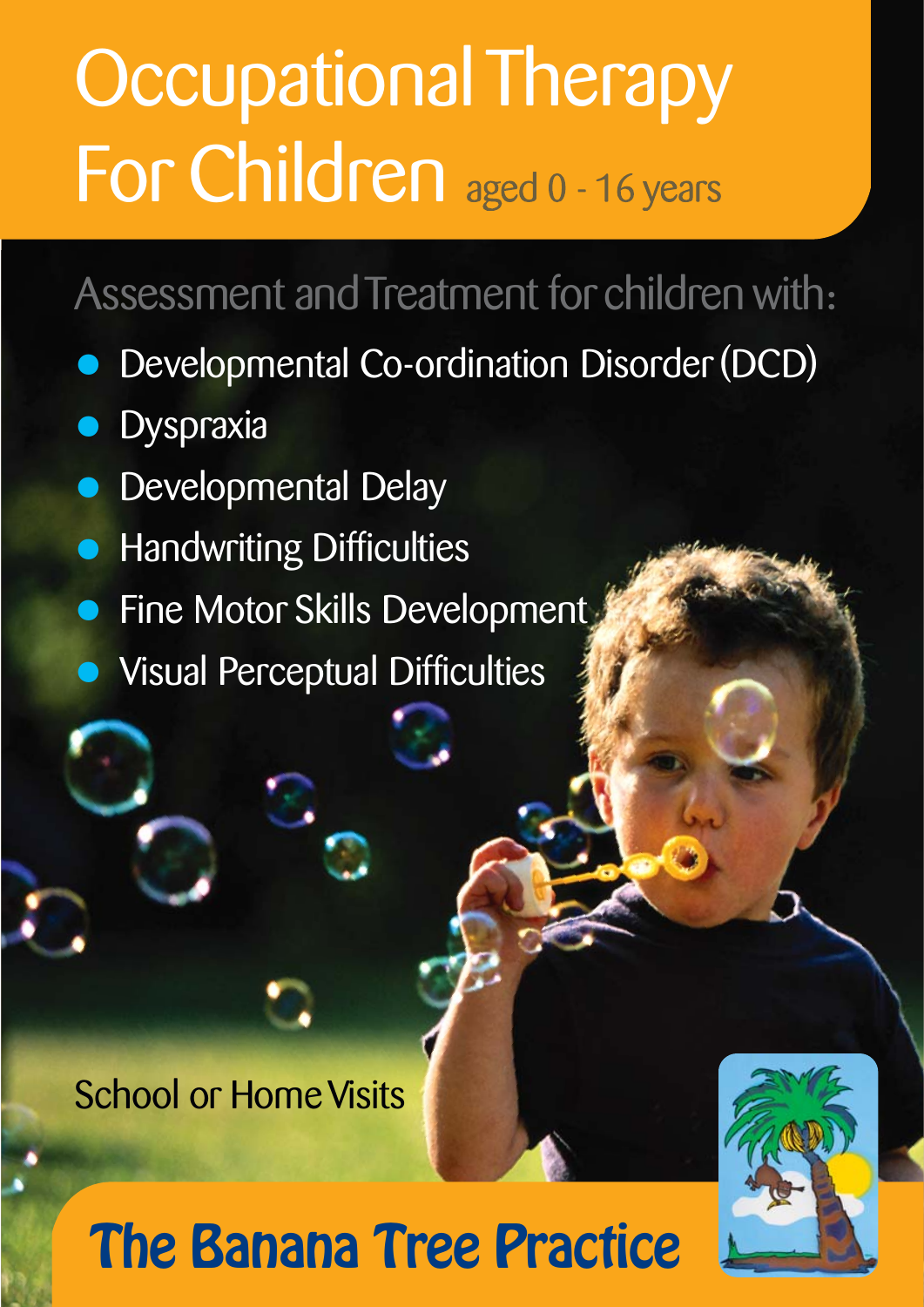# Occupational Therapy For Children aged 0 - 16 years

## Assessment and Treatment for children with:

- Developmental Co-ordination Disorder (DCD)
- Dyspraxia
- Developmental Delay
- Handwriting Difficulties
- Fine Motor Skills Development
- Visual Perceptual Difficulties

School or Home Visits

**The Banana Tree Practice**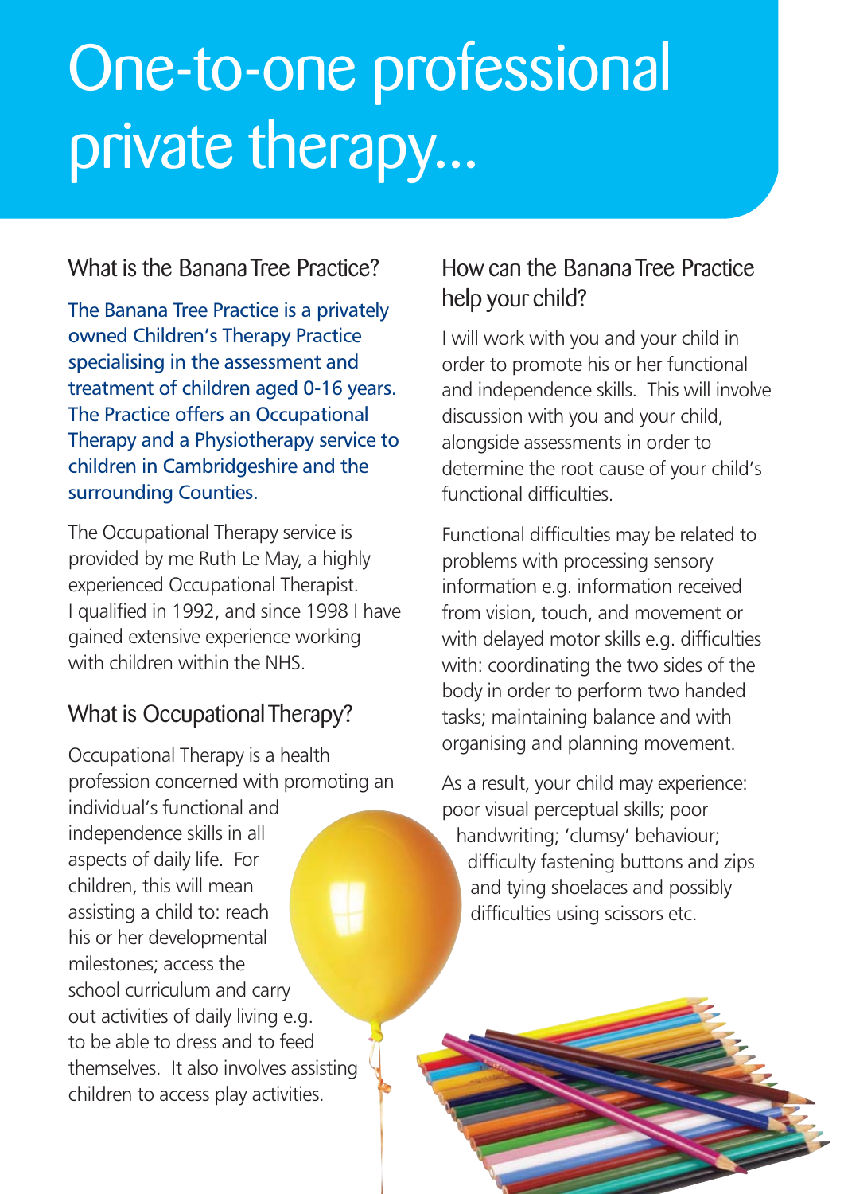# One-to-one professional private therapy...

## What is the Banana Tree Practice?

The Banana Tree Practice is a privately owned Children's Therapy Practice specialising in the assessment and treatment of children aged 0-16 years. The Practice offers an Occupational Therapy and a Physiotherapy service to children in Cambridgeshire and the surrounding Counties.

The Occupational Therapy service is provided by me Ruth Le May, a highly experienced Occupational Therapist. I qualified in 1992, and since 1998 I have gained extensive experience working with children within the NHS.

## What is Occupational Therapy?

Occupational Therapy is a health profession concerned with promoting an individual's functional and independence skills in all aspects of daily life. For children, this will mean assisting a child to: reach his or her developmental milestones; access the school curriculum and carry out activities of daily living e.g. to be able to dress and to feed themselves. It also involves assisting children to access play activities.

## How can the Banana Tree Practice help your child?

I will work with you and your child in order to promote his or her functional and independence skills. This will involve discussion with you and your child, alongside assessments in order to determine the root cause of your child's functional difficulties.

Functional difficulties may be related to problems with processing sensory information e.g. information received from vision, touch, and movement or with delayed motor skills e.g. difficulties with: coordinating the two sides of the body in order to perform two handed tasks; maintaining balance and with organising and planning movement.

As a result, your child may experience: poor visual perceptual skills; poor handwriting; 'clumsy' behaviour; difficulty fastening buttons and zips and tying shoelaces and possibly difficulties using scissors etc.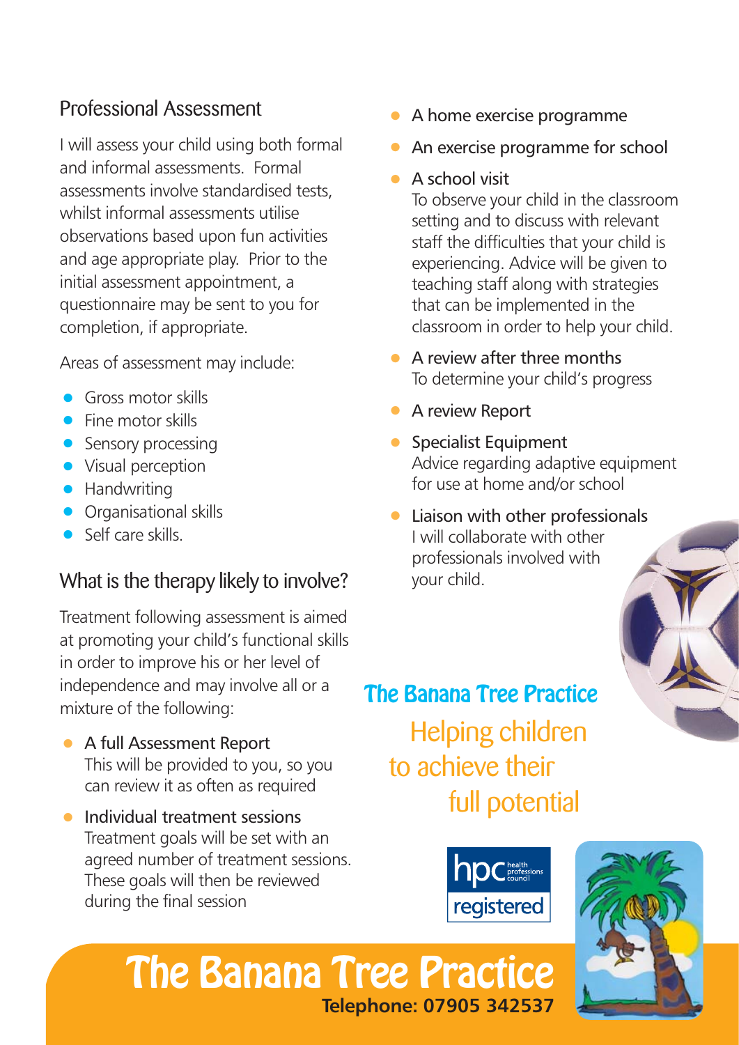## Professional Assessment

I will assess your child using both formal and informal assessments. Formal assessments involve standardised tests, whilst informal assessments utilise observations based upon fun activities and age appropriate play. Prior to the initial assessment appointment, a questionnaire may be sent to you for completion, if appropriate.

Areas of assessment may include:

- Gross motor skills
- Fine motor skills
- Sensory processing
- Visual perception
- Handwriting
- Organisational skills
- Self care skills.

## What is the therapy likely to involve?

Treatment following assessment is aimed at promoting your child's functional skills in order to improve his or her level of independence and may involve all or a mixture of the following:

- A full Assessment Report
  This will be provided to you, so you can review it as often as required
- Individual treatment sessions
  Treatment goals will be set with an agreed number of treatment sessions. These goals will then be reviewed during the final session
- A home exercise programme
- An exercise programme for school
- A school visit
  To observe your child in the classroom setting and to discuss with relevant staff the difficulties that your child is experiencing. Advice will be given to teaching staff along with strategies that can be implemented in the classroom in order to help your child.
- A review after three months
  To determine your child's progress
- A review Report
- Specialist Equipment
  Advice regarding adaptive equipment for use at home and/or school
- Liaison with other professionals
  I will collaborate with other professionals involved with your child.

**The Banana Tree Practice**

Helping children to achieve their full potential

hpc health professions council registered

# The Banana Tree Practice

**Telephone: 07905 342537**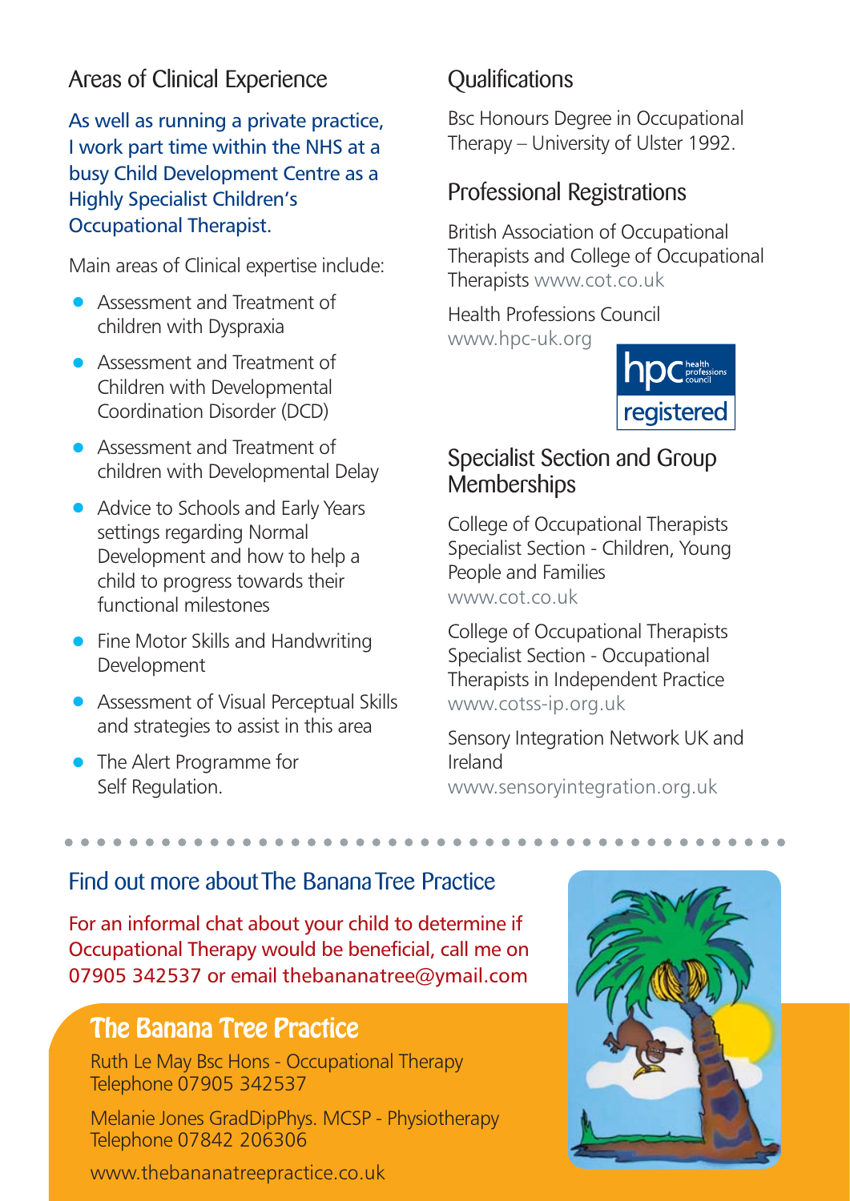## Areas of Clinical Experience

As well as running a private practice, I work part time within the NHS at a busy Child Development Centre as a Highly Specialist Children's Occupational Therapist.

Main areas of Clinical expertise include:

- Assessment and Treatment of children with Dyspraxia
- Assessment and Treatment of Children with Developmental Coordination Disorder (DCD)
- Assessment and Treatment of children with Developmental Delay
- Advice to Schools and Early Years settings regarding Normal Development and how to help a child to progress towards their functional milestones
- Fine Motor Skills and Handwriting Development
- Assessment of Visual Perceptual Skills and strategies to assist in this area
- The Alert Programme for Self Regulation.

## Qualifications

Bsc Honours Degree in Occupational Therapy – University of Ulster 1992.

## Professional Registrations

British Association of Occupational Therapists and College of Occupational Therapists www.cot.co.uk

Health Professions Council
www.hpc-uk.org

hpc health professions council registered

## Specialist Section and Group Memberships

College of Occupational Therapists Specialist Section - Children, Young People and Families
www.cot.co.uk

College of Occupational Therapists Specialist Section - Occupational Therapists in Independent Practice
www.cotss-ip.org.uk

Sensory Integration Network UK and Ireland
www.sensoryintegration.org.uk

## Find out more about The Banana Tree Practice

For an informal chat about your child to determine if Occupational Therapy would be beneficial, call me on 07905 342537 or email thebananatree@ymail.com

### The Banana Tree Practice

Ruth Le May Bsc Hons - Occupational Therapy
Telephone 07905 342537

Melanie Jones GradDipPhys. MCSP - Physiotherapy
Telephone 07842 206306

www.thebananatreepractice.co.uk